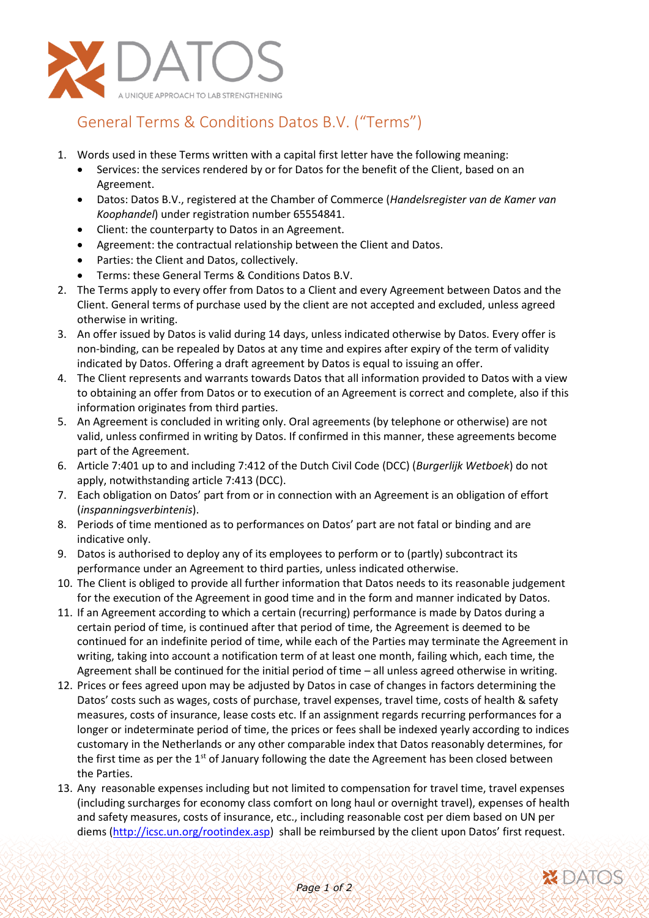DATOS

A UNIQUE APPROACH TO LAB STRENGTHENING

# General Terms & Conditions Datos B.V. ("Terms")

1. Words used in these Terms written with a capital first letter have the following meaning:
   - Services: the services rendered by or for Datos for the benefit of the Client, based on an Agreement.
   - Datos: Datos B.V., registered at the Chamber of Commerce (*Handelsregister van de Kamer van Koophandel*) under registration number 65554841.
   - Client: the counterparty to Datos in an Agreement.
   - Agreement: the contractual relationship between the Client and Datos.
   - Parties: the Client and Datos, collectively.
   - Terms: these General Terms & Conditions Datos B.V.
2. The Terms apply to every offer from Datos to a Client and every Agreement between Datos and the Client. General terms of purchase used by the client are not accepted and excluded, unless agreed otherwise in writing.
3. An offer issued by Datos is valid during 14 days, unless indicated otherwise by Datos. Every offer is non-binding, can be repealed by Datos at any time and expires after expiry of the term of validity indicated by Datos. Offering a draft agreement by Datos is equal to issuing an offer.
4. The Client represents and warrants towards Datos that all information provided to Datos with a view to obtaining an offer from Datos or to execution of an Agreement is correct and complete, also if this information originates from third parties.
5. An Agreement is concluded in writing only. Oral agreements (by telephone or otherwise) are not valid, unless confirmed in writing by Datos. If confirmed in this manner, these agreements become part of the Agreement.
6. Article 7:401 up to and including 7:412 of the Dutch Civil Code (DCC) (*Burgerlijk Wetboek*) do not apply, notwithstanding article 7:413 (DCC).
7. Each obligation on Datos' part from or in connection with an Agreement is an obligation of effort (*inspanningsverbintenis*).
8. Periods of time mentioned as to performances on Datos' part are not fatal or binding and are indicative only.
9. Datos is authorised to deploy any of its employees to perform or to (partly) subcontract its performance under an Agreement to third parties, unless indicated otherwise.
10. The Client is obliged to provide all further information that Datos needs to its reasonable judgement for the execution of the Agreement in good time and in the form and manner indicated by Datos.
11. If an Agreement according to which a certain (recurring) performance is made by Datos during a certain period of time, is continued after that period of time, the Agreement is deemed to be continued for an indefinite period of time, while each of the Parties may terminate the Agreement in writing, taking into account a notification term of at least one month, failing which, each time, the Agreement shall be continued for the initial period of time – all unless agreed otherwise in writing.
12. Prices or fees agreed upon may be adjusted by Datos in case of changes in factors determining the Datos' costs such as wages, costs of purchase, travel expenses, travel time, costs of health & safety measures, costs of insurance, lease costs etc. If an assignment regards recurring performances for a longer or indeterminate period of time, the prices or fees shall be indexed yearly according to indices customary in the Netherlands or any other comparable index that Datos reasonably determines, for the first time as per the 1st of January following the date the Agreement has been closed between the Parties.
13. Any reasonable expenses including but not limited to compensation for travel time, travel expenses (including surcharges for economy class comfort on long haul or overnight travel), expenses of health and safety measures, costs of insurance, etc., including reasonable cost per diem based on UN per diems (http://icsc.un.org/rootindex.asp) shall be reimbursed by the client upon Datos' first request.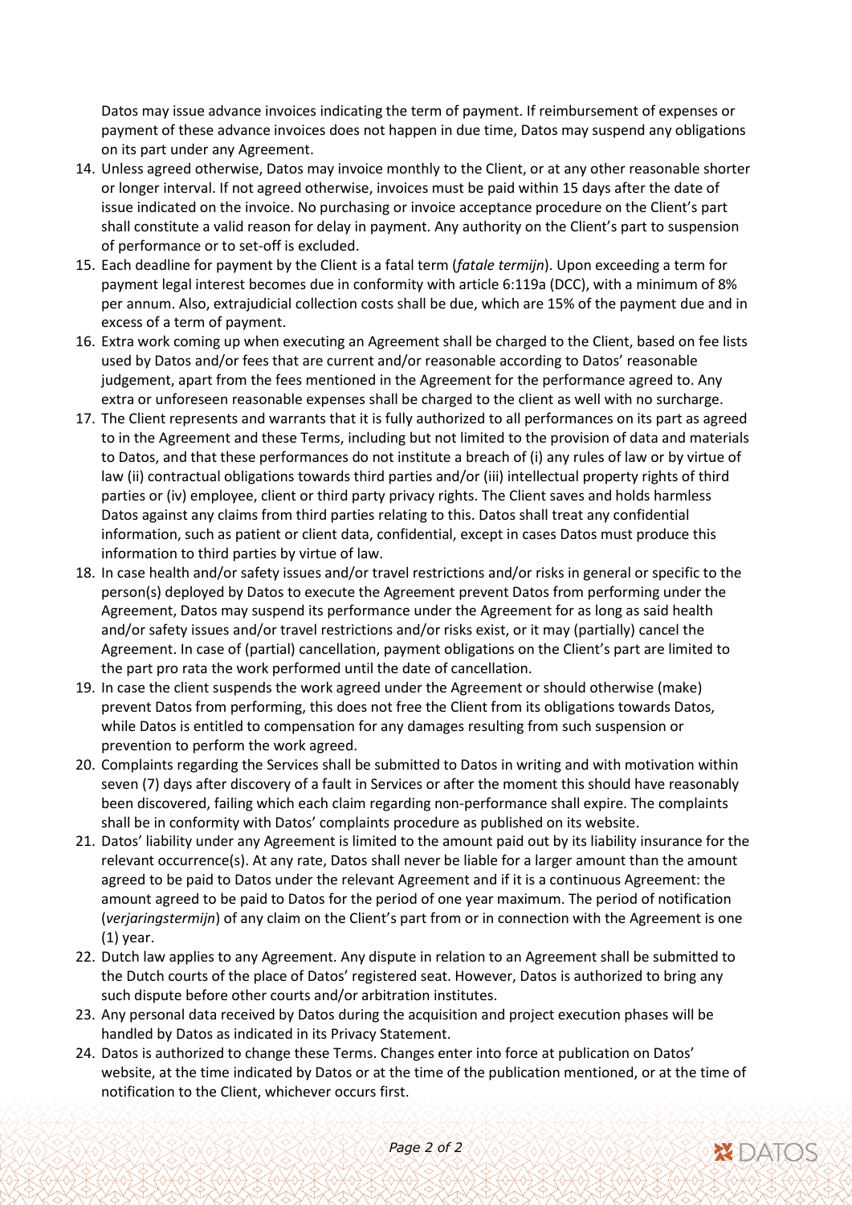Datos may issue advance invoices indicating the term of payment. If reimbursement of expenses or payment of these advance invoices does not happen in due time, Datos may suspend any obligations on its part under any Agreement.

14. Unless agreed otherwise, Datos may invoice monthly to the Client, or at any other reasonable shorter or longer interval. If not agreed otherwise, invoices must be paid within 15 days after the date of issue indicated on the invoice. No purchasing or invoice acceptance procedure on the Client's part shall constitute a valid reason for delay in payment. Any authority on the Client's part to suspension of performance or to set-off is excluded.
15. Each deadline for payment by the Client is a fatal term (*fatale termijn*). Upon exceeding a term for payment legal interest becomes due in conformity with article 6:119a (DCC), with a minimum of 8% per annum. Also, extrajudicial collection costs shall be due, which are 15% of the payment due and in excess of a term of payment.
16. Extra work coming up when executing an Agreement shall be charged to the Client, based on fee lists used by Datos and/or fees that are current and/or reasonable according to Datos' reasonable judgement, apart from the fees mentioned in the Agreement for the performance agreed to. Any extra or unforeseen reasonable expenses shall be charged to the client as well with no surcharge.
17. The Client represents and warrants that it is fully authorized to all performances on its part as agreed to in the Agreement and these Terms, including but not limited to the provision of data and materials to Datos, and that these performances do not institute a breach of (i) any rules of law or by virtue of law (ii) contractual obligations towards third parties and/or (iii) intellectual property rights of third parties or (iv) employee, client or third party privacy rights. The Client saves and holds harmless Datos against any claims from third parties relating to this. Datos shall treat any confidential information, such as patient or client data, confidential, except in cases Datos must produce this information to third parties by virtue of law.
18. In case health and/or safety issues and/or travel restrictions and/or risks in general or specific to the person(s) deployed by Datos to execute the Agreement prevent Datos from performing under the Agreement, Datos may suspend its performance under the Agreement for as long as said health and/or safety issues and/or travel restrictions and/or risks exist, or it may (partially) cancel the Agreement. In case of (partial) cancellation, payment obligations on the Client's part are limited to the part pro rata the work performed until the date of cancellation.
19. In case the client suspends the work agreed under the Agreement or should otherwise (make) prevent Datos from performing, this does not free the Client from its obligations towards Datos, while Datos is entitled to compensation for any damages resulting from such suspension or prevention to perform the work agreed.
20. Complaints regarding the Services shall be submitted to Datos in writing and with motivation within seven (7) days after discovery of a fault in Services or after the moment this should have reasonably been discovered, failing which each claim regarding non-performance shall expire. The complaints shall be in conformity with Datos' complaints procedure as published on its website.
21. Datos' liability under any Agreement is limited to the amount paid out by its liability insurance for the relevant occurrence(s). At any rate, Datos shall never be liable for a larger amount than the amount agreed to be paid to Datos under the relevant Agreement and if it is a continuous Agreement: the amount agreed to be paid to Datos for the period of one year maximum. The period of notification (*verjaringstermijn*) of any claim on the Client's part from or in connection with the Agreement is one (1) year.
22. Dutch law applies to any Agreement. Any dispute in relation to an Agreement shall be submitted to the Dutch courts of the place of Datos' registered seat. However, Datos is authorized to bring any such dispute before other courts and/or arbitration institutes.
23. Any personal data received by Datos during the acquisition and project execution phases will be handled by Datos as indicated in its Privacy Statement.
24. Datos is authorized to change these Terms. Changes enter into force at publication on Datos' website, at the time indicated by Datos or at the time of the publication mentioned, or at the time of notification to the Client, whichever occurs first.